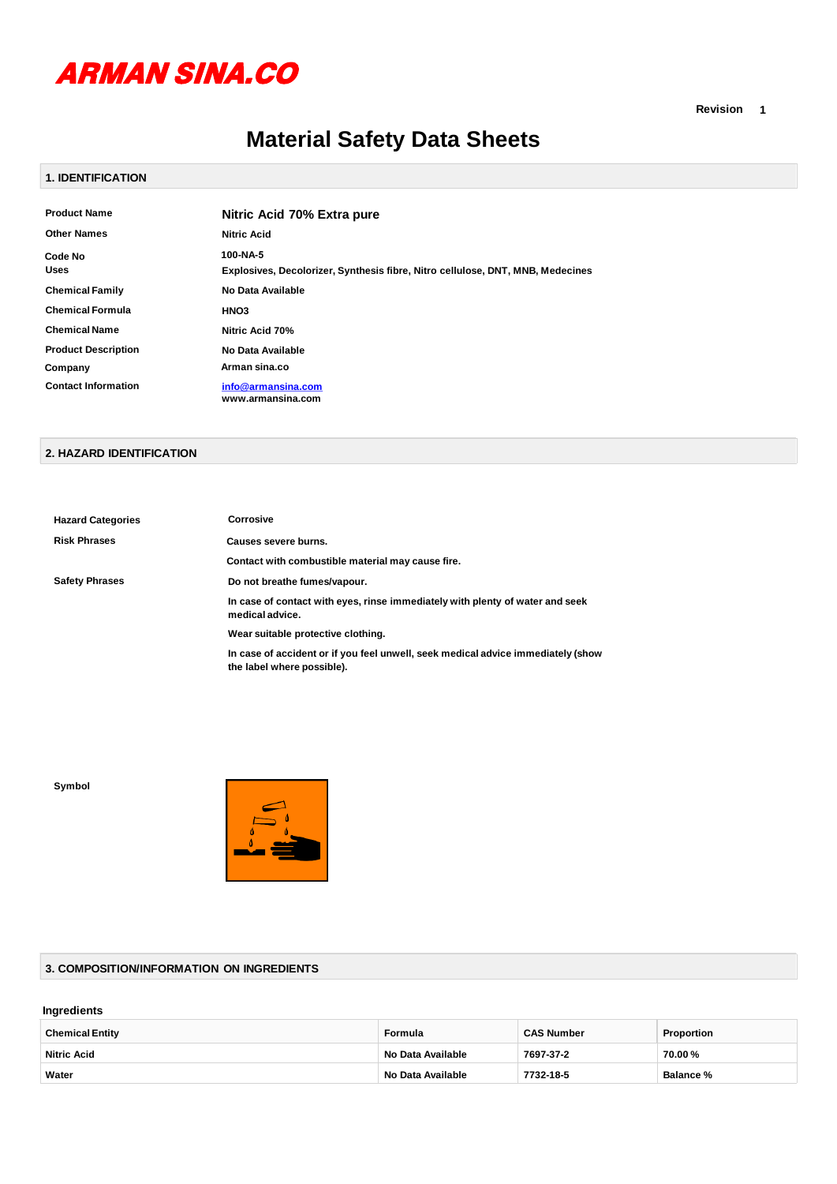**ARMAN SINA.CO**

Revision 1

# Material Safety Data Sheets

## 1. IDENTIFICATION

| | |
|---|---|
| **Product Name** | **Nitric Acid 70% Extra pure** |
| **Other Names** | Nitric Acid |
| **Code No** | 100-NA-5 |
| **Uses** | Explosives, Decolorizer, Synthesis fibre, Nitro cellulose, DNT, MNB, Medecines |
| **Chemical Family** | No Data Available |
| **Chemical Formula** | $HNO_3$ |
| **Chemical Name** | Nitric Acid 70% |
| **Product Description** | No Data Available |
| **Company** | Arman sina.co |
| **Contact Information** | info@armansina.com<br>www.armansina.com |

## 2. HAZARD IDENTIFICATION

| | |
|---|---|
| **Hazard Categories** | Corrosive |
| **Risk Phrases** | Causes severe burns. |
| | Contact with combustible material may cause fire. |
| **Safety Phrases** | Do not breathe fumes/vapour. |
| | In case of contact with eyes, rinse immediately with plenty of water and seek medical advice. |
| | Wear suitable protective clothing. |
| | In case of accident or if you feel unwell, seek medical advice immediately (show the label where possible). |

**Symbol**

## 3. COMPOSITION/INFORMATION ON INGREDIENTS

**Ingredients**

| Chemical Entity | Formula | CAS Number | Proportion |
|---|---|---|---|
| Nitric Acid | No Data Available | 7697-37-2 | 70.00 % |
| Water | No Data Available | 7732-18-5 | Balance % |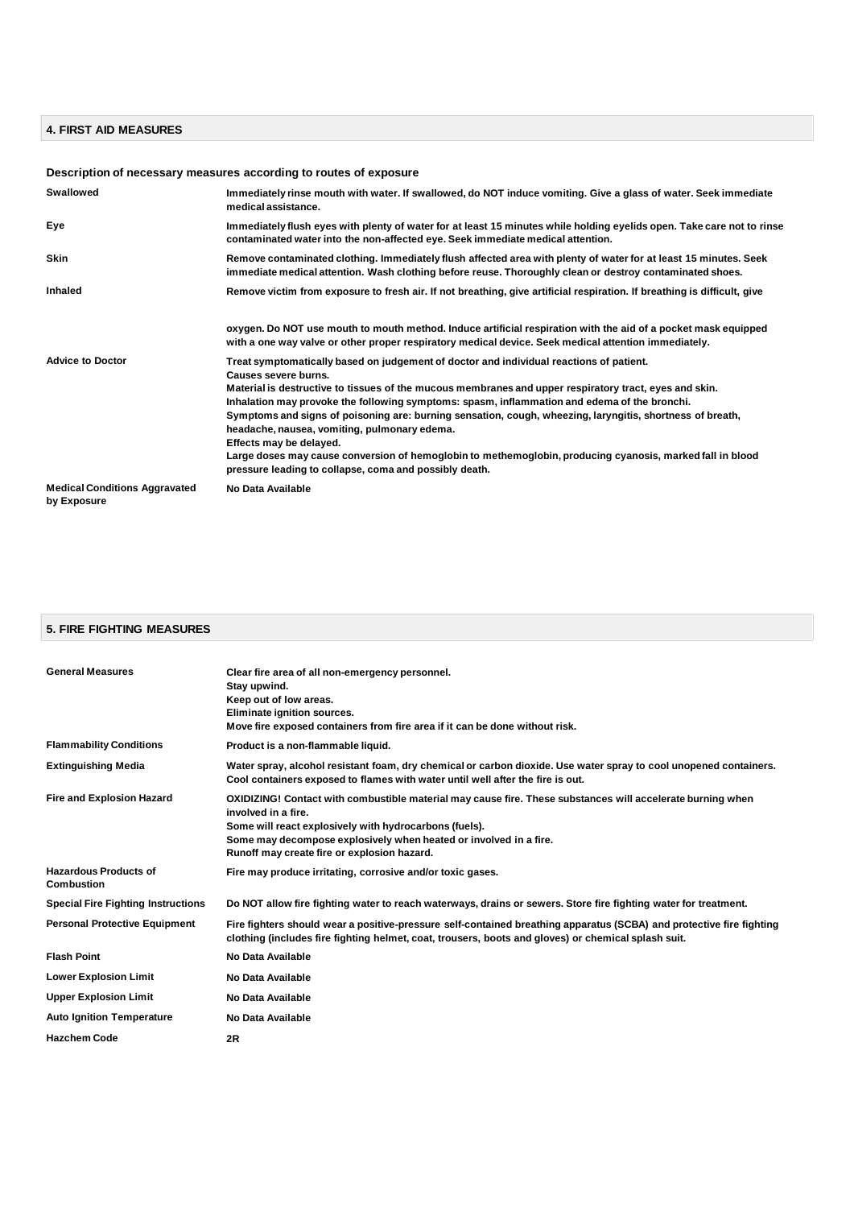## 4. FIRST AID MEASURES

### Description of necessary measures according to routes of exposure

| | |
|---|---|
| **Swallowed** | Immediately rinse mouth with water. If swallowed, do NOT induce vomiting. Give a glass of water. Seek immediate medical assistance. |
| **Eye** | Immediately flush eyes with plenty of water for at least 15 minutes while holding eyelids open. Take care not to rinse contaminated water into the non-affected eye. Seek immediate medical attention. |
| **Skin** | Remove contaminated clothing. Immediately flush affected area with plenty of water for at least 15 minutes. Seek immediate medical attention. Wash clothing before reuse. Thoroughly clean or destroy contaminated shoes. |
| **Inhaled** | Remove victim from exposure to fresh air. If not breathing, give artificial respiration. If breathing is difficult, give oxygen. Do NOT use mouth to mouth method. Induce artificial respiration with the aid of a pocket mask equipped with a one way valve or other proper respiratory medical device. Seek medical attention immediately. |
| **Advice to Doctor** | Treat symptomatically based on judgement of doctor and individual reactions of patient.<br>Causes severe burns.<br>Material is destructive to tissues of the mucous membranes and upper respiratory tract, eyes and skin.<br>Inhalation may provoke the following symptoms: spasm, inflammation and edema of the bronchi.<br>Symptoms and signs of poisoning are: burning sensation, cough, wheezing, laryngitis, shortness of breath, headache, nausea, vomiting, pulmonary edema.<br>Effects may be delayed.<br>Large doses may cause conversion of hemoglobin to methemoglobin, producing cyanosis, marked fall in blood pressure leading to collapse, coma and possibly death. |
| **Medical Conditions Aggravated by Exposure** | No Data Available |

## 5. FIRE FIGHTING MEASURES

| | |
|---|---|
| **General Measures** | Clear fire area of all non-emergency personnel.<br>Stay upwind.<br>Keep out of low areas.<br>Eliminate ignition sources.<br>Move fire exposed containers from fire area if it can be done without risk. |
| **Flammability Conditions** | Product is a non-flammable liquid. |
| **Extinguishing Media** | Water spray, alcohol resistant foam, dry chemical or carbon dioxide. Use water spray to cool unopened containers. Cool containers exposed to flames with water until well after the fire is out. |
| **Fire and Explosion Hazard** | OXIDIZING! Contact with combustible material may cause fire. These substances will accelerate burning when involved in a fire.<br>Some will react explosively with hydrocarbons (fuels).<br>Some may decompose explosively when heated or involved in a fire.<br>Runoff may create fire or explosion hazard. |
| **Hazardous Products of Combustion** | Fire may produce irritating, corrosive and/or toxic gases. |
| **Special Fire Fighting Instructions** | Do NOT allow fire fighting water to reach waterways, drains or sewers. Store fire fighting water for treatment. |
| **Personal Protective Equipment** | Fire fighters should wear a positive-pressure self-contained breathing apparatus (SCBA) and protective fire fighting clothing (includes fire fighting helmet, coat, trousers, boots and gloves) or chemical splash suit. |
| **Flash Point** | No Data Available |
| **Lower Explosion Limit** | No Data Available |
| **Upper Explosion Limit** | No Data Available |
| **Auto Ignition Temperature** | No Data Available |
| **Hazchem Code** | 2R |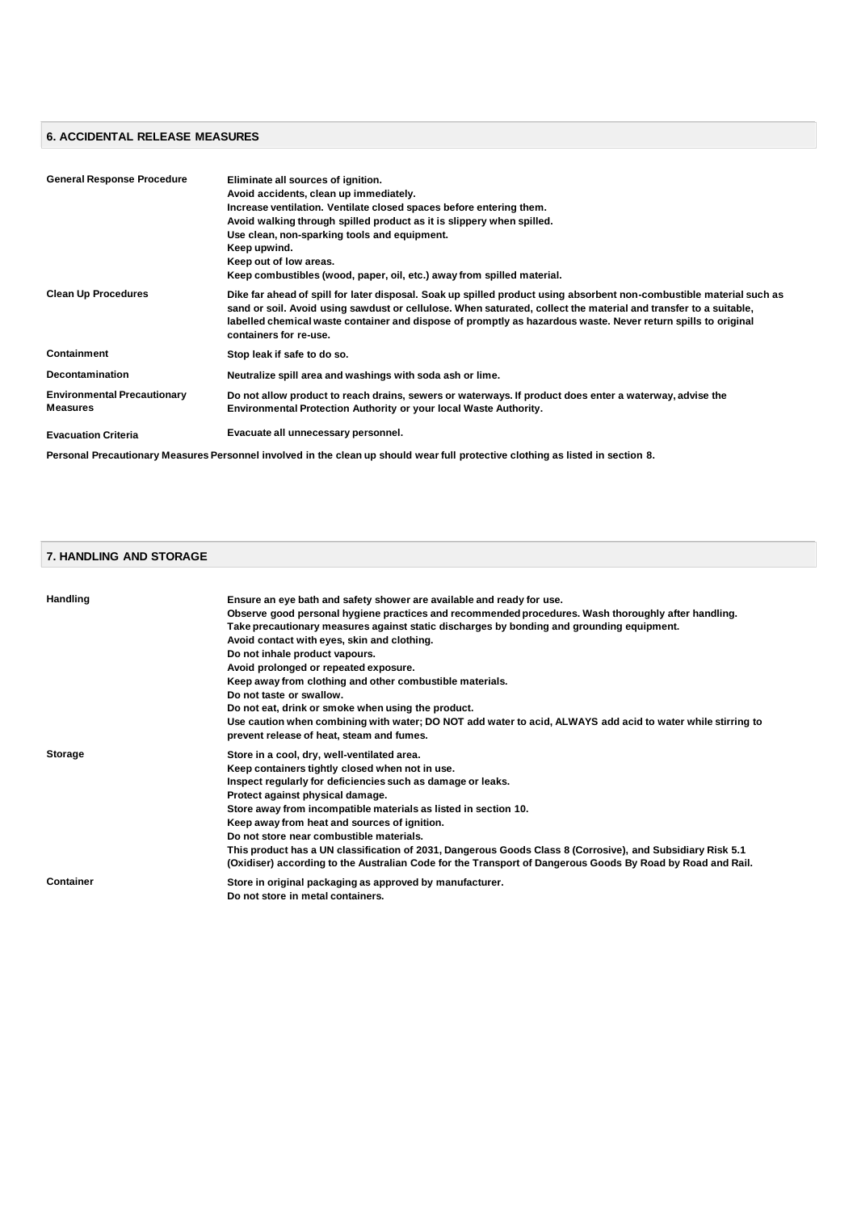## 6. ACCIDENTAL RELEASE MEASURES

| | |
|---|---|
| **General Response Procedure** | **Eliminate all sources of ignition.**<br>**Avoid accidents, clean up immediately.**<br>**Increase ventilation. Ventilate closed spaces before entering them.**<br>**Avoid walking through spilled product as it is slippery when spilled.**<br>**Use clean, non-sparking tools and equipment.**<br>**Keep upwind.**<br>**Keep out of low areas.**<br>**Keep combustibles (wood, paper, oil, etc.) away from spilled material.** |
| **Clean Up Procedures** | **Dike far ahead of spill for later disposal. Soak up spilled product using absorbent non-combustible material such as sand or soil. Avoid using sawdust or cellulose. When saturated, collect the material and transfer to a suitable, labelled chemical waste container and dispose of promptly as hazardous waste. Never return spills to original containers for re-use.** |
| **Containment** | **Stop leak if safe to do so.** |
| **Decontamination** | **Neutralize spill area and washings with soda ash or lime.** |
| **Environmental Precautionary Measures** | **Do not allow product to reach drains, sewers or waterways. If product does enter a waterway, advise the Environmental Protection Authority or your local Waste Authority.** |
| **Evacuation Criteria** | **Evacuate all unnecessary personnel.** |

**Personal Precautionary Measures Personnel involved in the clean up should wear full protective clothing as listed in section 8.**

## 7. HANDLING AND STORAGE

| | |
|---|---|
| **Handling** | **Ensure an eye bath and safety shower are available and ready for use.**<br>**Observe good personal hygiene practices and recommended procedures. Wash thoroughly after handling.**<br>**Take precautionary measures against static discharges by bonding and grounding equipment.**<br>**Avoid contact with eyes, skin and clothing.**<br>**Do not inhale product vapours.**<br>**Avoid prolonged or repeated exposure.**<br>**Keep away from clothing and other combustible materials.**<br>**Do not taste or swallow.**<br>**Do not eat, drink or smoke when using the product.**<br>**Use caution when combining with water; DO NOT add water to acid, ALWAYS add acid to water while stirring to prevent release of heat, steam and fumes.** |
| **Storage** | **Store in a cool, dry, well-ventilated area.**<br>**Keep containers tightly closed when not in use.**<br>**Inspect regularly for deficiencies such as damage or leaks.**<br>**Protect against physical damage.**<br>**Store away from incompatible materials as listed in section 10.**<br>**Keep away from heat and sources of ignition.**<br>**Do not store near combustible materials.**<br>**This product has a UN classification of 2031, Dangerous Goods Class 8 (Corrosive), and Subsidiary Risk 5.1 (Oxidiser) according to the Australian Code for the Transport of Dangerous Goods By Road and Rail.** |
| **Container** | **Store in original packaging as approved by manufacturer.**<br>**Do not store in metal containers.** |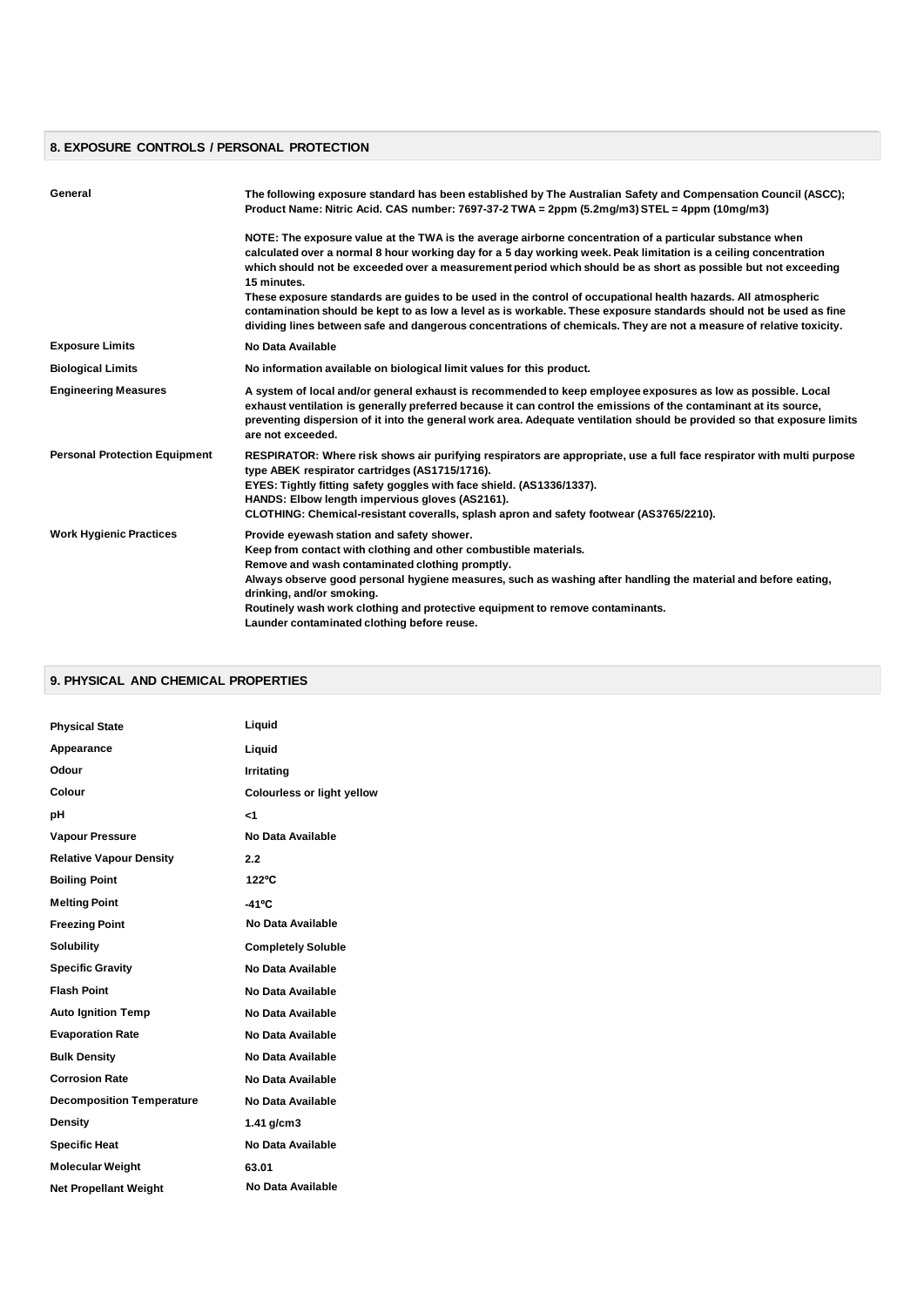## 8. EXPOSURE CONTROLS / PERSONAL PROTECTION

| | |
|---|---|
| **General** | **The following exposure standard has been established by The Australian Safety and Compensation Council (ASCC); Product Name: Nitric Acid. CAS number: 7697-37-2 TWA = 2ppm (5.2mg/m3) STEL = 4ppm (10mg/m3)**<br><br>**NOTE: The exposure value at the TWA is the average airborne concentration of a particular substance when calculated over a normal 8 hour working day for a 5 day working week. Peak limitation is a ceiling concentration which should not be exceeded over a measurement period which should be as short as possible but not exceeding 15 minutes.**<br>**These exposure standards are guides to be used in the control of occupational health hazards. All atmospheric contamination should be kept to as low a level as is workable. These exposure standards should not be used as fine dividing lines between safe and dangerous concentrations of chemicals. They are not a measure of relative toxicity.** |
| **Exposure Limits** | **No Data Available** |
| **Biological Limits** | **No information available on biological limit values for this product.** |
| **Engineering Measures** | **A system of local and/or general exhaust is recommended to keep employee exposures as low as possible. Local exhaust ventilation is generally preferred because it can control the emissions of the contaminant at its source, preventing dispersion of it into the general work area. Adequate ventilation should be provided so that exposure limits are not exceeded.** |
| **Personal Protection Equipment** | **RESPIRATOR: Where risk shows air purifying respirators are appropriate, use a full face respirator with multi purpose type ABEK respirator cartridges (AS1715/1716).**<br>**EYES: Tightly fitting safety goggles with face shield. (AS1336/1337).**<br>**HANDS: Elbow length impervious gloves (AS2161).**<br>**CLOTHING: Chemical-resistant coveralls, splash apron and safety footwear (AS3765/2210).** |
| **Work Hygienic Practices** | **Provide eyewash station and safety shower.**<br>**Keep from contact with clothing and other combustible materials.**<br>**Remove and wash contaminated clothing promptly.**<br>**Always observe good personal hygiene measures, such as washing after handling the material and before eating, drinking, and/or smoking.**<br>**Routinely wash work clothing and protective equipment to remove contaminants.**<br>**Launder contaminated clothing before reuse.** |

## 9. PHYSICAL AND CHEMICAL PROPERTIES

| | |
|---|---|
| **Physical State** | **Liquid** |
| **Appearance** | **Liquid** |
| **Odour** | **Irritating** |
| **Colour** | **Colourless or light yellow** |
| **pH** | **<1** |
| **Vapour Pressure** | **No Data Available** |
| **Relative Vapour Density** | **2.2** |
| **Boiling Point** | **122ºC** |
| **Melting Point** | **-41ºC** |
| **Freezing Point** | **No Data Available** |
| **Solubility** | **Completely Soluble** |
| **Specific Gravity** | **No Data Available** |
| **Flash Point** | **No Data Available** |
| **Auto Ignition Temp** | **No Data Available** |
| **Evaporation Rate** | **No Data Available** |
| **Bulk Density** | **No Data Available** |
| **Corrosion Rate** | **No Data Available** |
| **Decomposition Temperature** | **No Data Available** |
| **Density** | **1.41 g/cm3** |
| **Specific Heat** | **No Data Available** |
| **Molecular Weight** | **63.01** |
| **Net Propellant Weight** | **No Data Available** |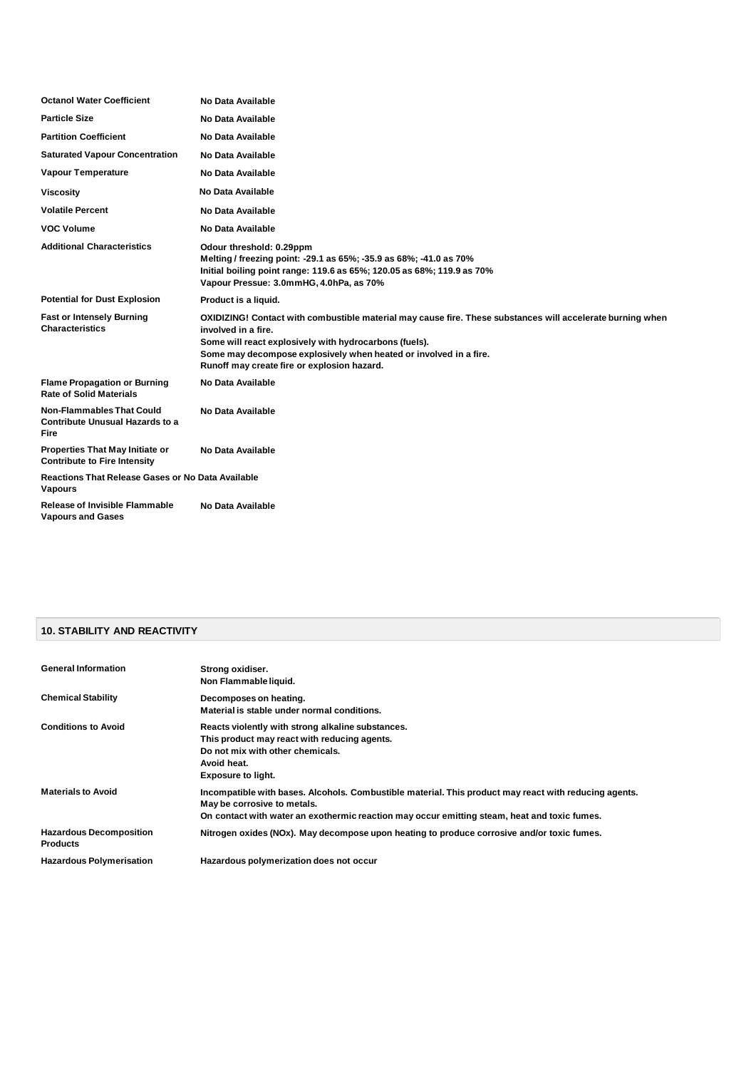| | |
|---|---|
| **Octanol Water Coefficient** | No Data Available |
| **Particle Size** | No Data Available |
| **Partition Coefficient** | No Data Available |
| **Saturated Vapour Concentration** | No Data Available |
| **Vapour Temperature** | No Data Available |
| **Viscosity** | No Data Available |
| **Volatile Percent** | No Data Available |
| **VOC Volume** | No Data Available |
| **Additional Characteristics** | Odour threshold: 0.29ppm<br>Melting / freezing point: -29.1 as 65%; -35.9 as 68%; -41.0 as 70%<br>Initial boiling point range: 119.6 as 65%; 120.05 as 68%; 119.9 as 70%<br>Vapour Pressue: 3.0mmHG, 4.0hPa, as 70% |
| **Potential for Dust Explosion** | Product is a liquid. |
| **Fast or Intensely Burning Characteristics** | OXIDIZING! Contact with combustible material may cause fire. These substances will accelerate burning when involved in a fire.<br>Some will react explosively with hydrocarbons (fuels).<br>Some may decompose explosively when heated or involved in a fire.<br>Runoff may create fire or explosion hazard. |
| **Flame Propagation or Burning Rate of Solid Materials** | No Data Available |
| **Non-Flammables That Could Contribute Unusual Hazards to a Fire** | No Data Available |
| **Properties That May Initiate or Contribute to Fire Intensity** | No Data Available |
| **Reactions That Release Gases or Vapours** | No Data Available |
| **Release of Invisible Flammable Vapours and Gases** | No Data Available |

## 10. STABILITY AND REACTIVITY

| | |
|---|---|
| **General Information** | Strong oxidiser.<br>Non Flammable liquid. |
| **Chemical Stability** | Decomposes on heating.<br>Material is stable under normal conditions. |
| **Conditions to Avoid** | Reacts violently with strong alkaline substances.<br>This product may react with reducing agents.<br>Do not mix with other chemicals.<br>Avoid heat.<br>Exposure to light. |
| **Materials to Avoid** | Incompatible with bases. Alcohols. Combustible material. This product may react with reducing agents.<br>May be corrosive to metals.<br>On contact with water an exothermic reaction may occur emitting steam, heat and toxic fumes. |
| **Hazardous Decomposition Products** | Nitrogen oxides (NOx). May decompose upon heating to produce corrosive and/or toxic fumes. |
| **Hazardous Polymerisation** | Hazardous polymerization does not occur |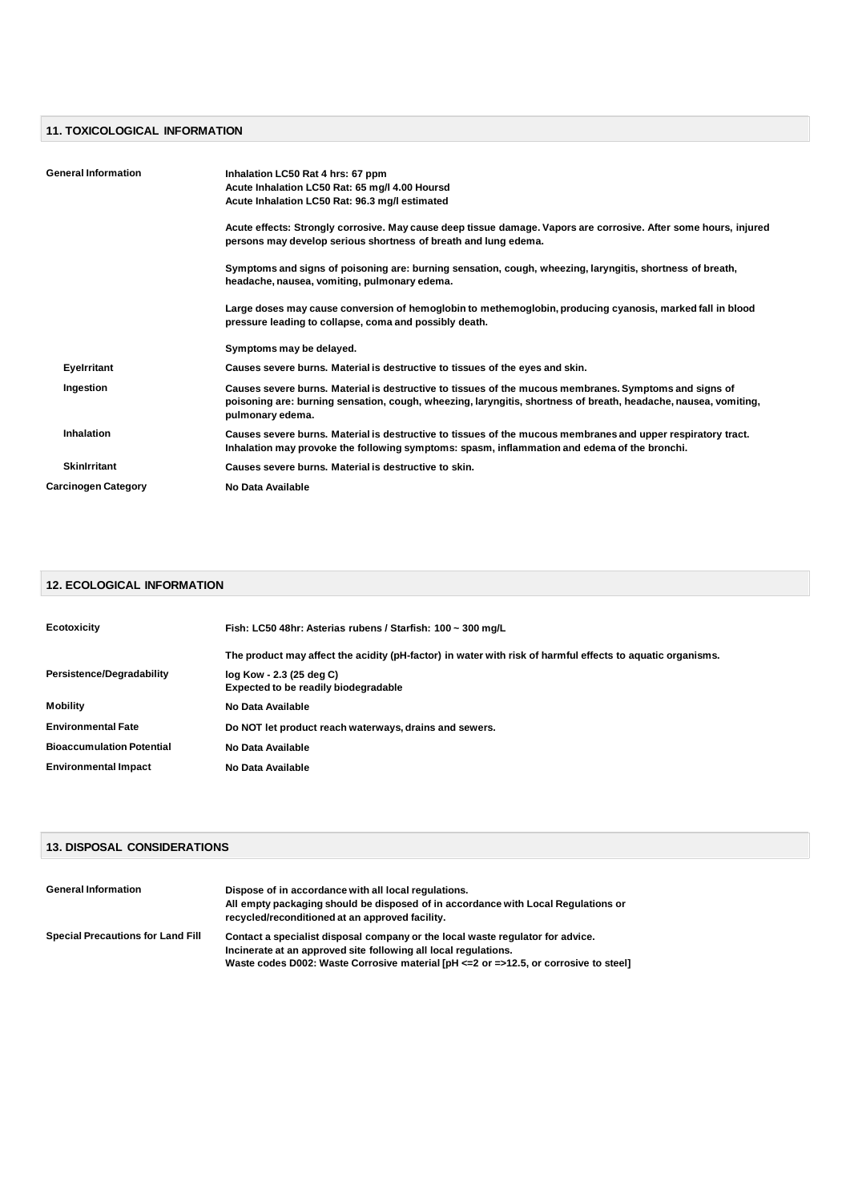## 11. TOXICOLOGICAL INFORMATION

**General Information**

Inhalation LC50 Rat 4 hrs: 67 ppm
Acute Inhalation LC50 Rat: 65 mg/l 4.00 Hoursd
Acute Inhalation LC50 Rat: 96.3 mg/l estimated

Acute effects: Strongly corrosive. May cause deep tissue damage. Vapors are corrosive. After some hours, injured persons may develop serious shortness of breath and lung edema.

Symptoms and signs of poisoning are: burning sensation, cough, wheezing, laryngitis, shortness of breath, headache, nausea, vomiting, pulmonary edema.

Large doses may cause conversion of hemoglobin to methemoglobin, producing cyanosis, marked fall in blood pressure leading to collapse, coma and possibly death.

Symptoms may be delayed.

**EyeIrritant**

Causes severe burns. Material is destructive to tissues of the eyes and skin.

**Ingestion**

Causes severe burns. Material is destructive to tissues of the mucous membranes. Symptoms and signs of poisoning are: burning sensation, cough, wheezing, laryngitis, shortness of breath, headache, nausea, vomiting, pulmonary edema.

**Inhalation**

Causes severe burns. Material is destructive to tissues of the mucous membranes and upper respiratory tract. Inhalation may provoke the following symptoms: spasm, inflammation and edema of the bronchi.

**SkinIrritant**

Causes severe burns. Material is destructive to skin.

**Carcinogen Category**

No Data Available

## 12. ECOLOGICAL INFORMATION

**Ecotoxicity**

Fish: LC50 48hr: Asterias rubens / Starfish: 100 ~ 300 mg/L

The product may affect the acidity (pH-factor) in water with risk of harmful effects to aquatic organisms.

**Persistence/Degradability**

log Kow - 2.3 (25 deg C)
Expected to be readily biodegradable

**Mobility**

No Data Available

**Environmental Fate**

Do NOT let product reach waterways, drains and sewers.

**Bioaccumulation Potential**

No Data Available

**Environmental Impact**

No Data Available

## 13. DISPOSAL CONSIDERATIONS

**General Information**

Dispose of in accordance with all local regulations.
All empty packaging should be disposed of in accordance with Local Regulations or recycled/reconditioned at an approved facility.

**Special Precautions for Land Fill**

Contact a specialist disposal company or the local waste regulator for advice.
Incinerate at an approved site following all local regulations.
Waste codes D002: Waste Corrosive material [pH <=2 or =>12.5, or corrosive to steel]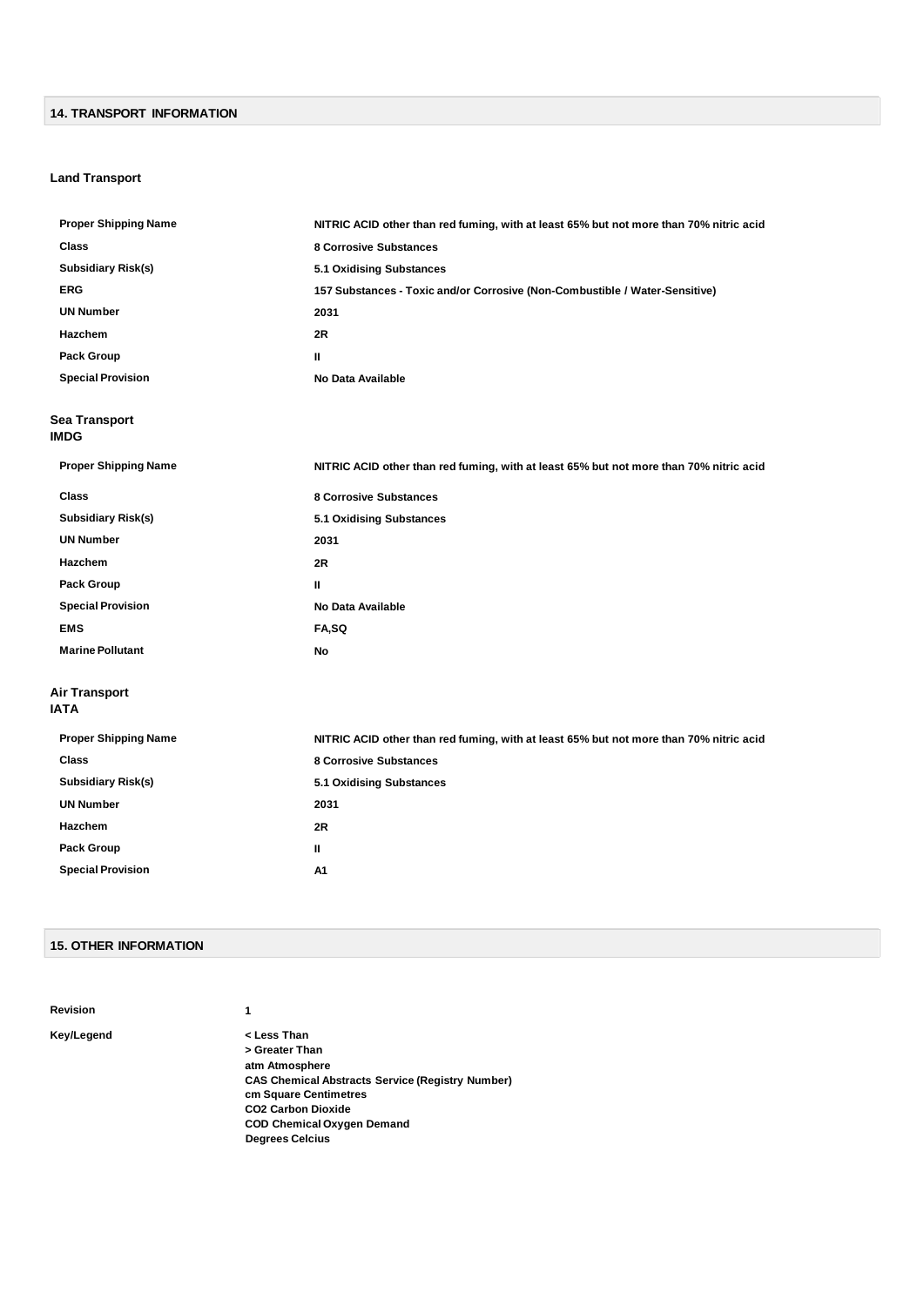## 14. TRANSPORT INFORMATION

### Land Transport

| | |
|---|---|
| **Proper Shipping Name** | **NITRIC ACID other than red fuming, with at least 65% but not more than 70% nitric acid** |
| **Class** | **8 Corrosive Substances** |
| **Subsidiary Risk(s)** | **5.1 Oxidising Substances** |
| **ERG** | **157 Substances - Toxic and/or Corrosive (Non-Combustible / Water-Sensitive)** |
| **UN Number** | **2031** |
| **Hazchem** | **2R** |
| **Pack Group** | **II** |
| **Special Provision** | **No Data Available** |

### Sea Transport
**IMDG**

| | |
|---|---|
| **Proper Shipping Name** | **NITRIC ACID other than red fuming, with at least 65% but not more than 70% nitric acid** |
| **Class** | **8 Corrosive Substances** |
| **Subsidiary Risk(s)** | **5.1 Oxidising Substances** |
| **UN Number** | **2031** |
| **Hazchem** | **2R** |
| **Pack Group** | **II** |
| **Special Provision** | **No Data Available** |
| **EMS** | **FA,SQ** |
| **Marine Pollutant** | **No** |

### Air Transport
**IATA**

| | |
|---|---|
| **Proper Shipping Name** | **NITRIC ACID other than red fuming, with at least 65% but not more than 70% nitric acid** |
| **Class** | **8 Corrosive Substances** |
| **Subsidiary Risk(s)** | **5.1 Oxidising Substances** |
| **UN Number** | **2031** |
| **Hazchem** | **2R** |
| **Pack Group** | **II** |
| **Special Provision** | **A1** |

## 15. OTHER INFORMATION

**Revision** 1

**Key/Legend**

**< Less Than**
**> Greater Than**
**atm Atmosphere**
**CAS Chemical Abstracts Service (Registry Number)**
**cm Square Centimetres**
**$CO_2$ Carbon Dioxide**
**COD Chemical Oxygen Demand**
**Degrees Celcius**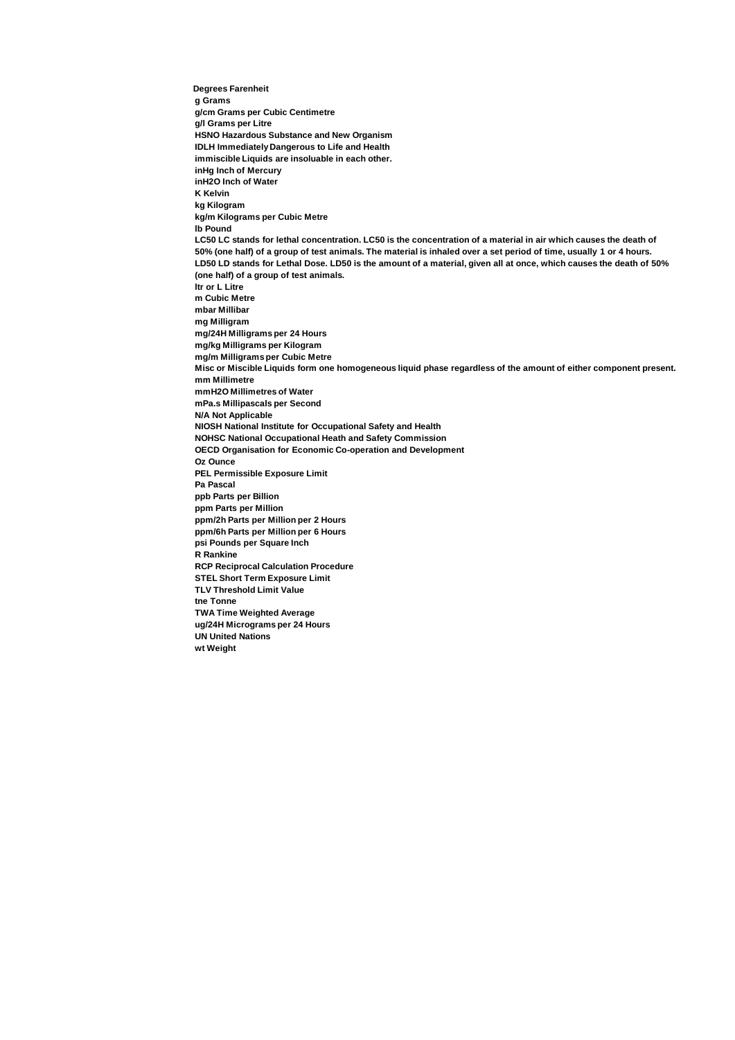**Degrees Farenheit**

**g Grams**

**g/cm Grams per Cubic Centimetre**

**g/l Grams per Litre**

**HSNO Hazardous Substance and New Organism**

**IDLH Immediately Dangerous to Life and Health**

**immiscible Liquids are insoluable in each other.**

**inHg Inch of Mercury**

**inH2O Inch of Water**

**K Kelvin**

**kg Kilogram**

**kg/m Kilograms per Cubic Metre**

**lb Pound**

**LC50 LC stands for lethal concentration. LC50 is the concentration of a material in air which causes the death of 50% (one half) of a group of test animals. The material is inhaled over a set period of time, usually 1 or 4 hours.**

**LD50 LD stands for Lethal Dose. LD50 is the amount of a material, given all at once, which causes the death of 50% (one half) of a group of test animals.**

**ltr or L Litre**

**m Cubic Metre**

**mbar Millibar**

**mg Milligram**

**mg/24H Milligrams per 24 Hours**

**mg/kg Milligrams per Kilogram**

**mg/m Milligrams per Cubic Metre**

**Misc or Miscible Liquids form one homogeneous liquid phase regardless of the amount of either component present.**

**mm Millimetre**

**mmH2O Millimetres of Water**

**mPa.s Millipascals per Second**

**N/A Not Applicable**

**NIOSH National Institute for Occupational Safety and Health**

**NOHSC National Occupational Heath and Safety Commission**

**OECD Organisation for Economic Co-operation and Development**

**Oz Ounce**

**PEL Permissible Exposure Limit**

**Pa Pascal**

**ppb Parts per Billion**

**ppm Parts per Million**

**ppm/2h Parts per Million per 2 Hours**

**ppm/6h Parts per Million per 6 Hours**

**psi Pounds per Square Inch**

**R Rankine**

**RCP Reciprocal Calculation Procedure**

**STEL Short Term Exposure Limit**

**TLV Threshold Limit Value**

**tne Tonne**

**TWA Time Weighted Average**

**ug/24H Micrograms per 24 Hours**

**UN United Nations**

**wt Weight**